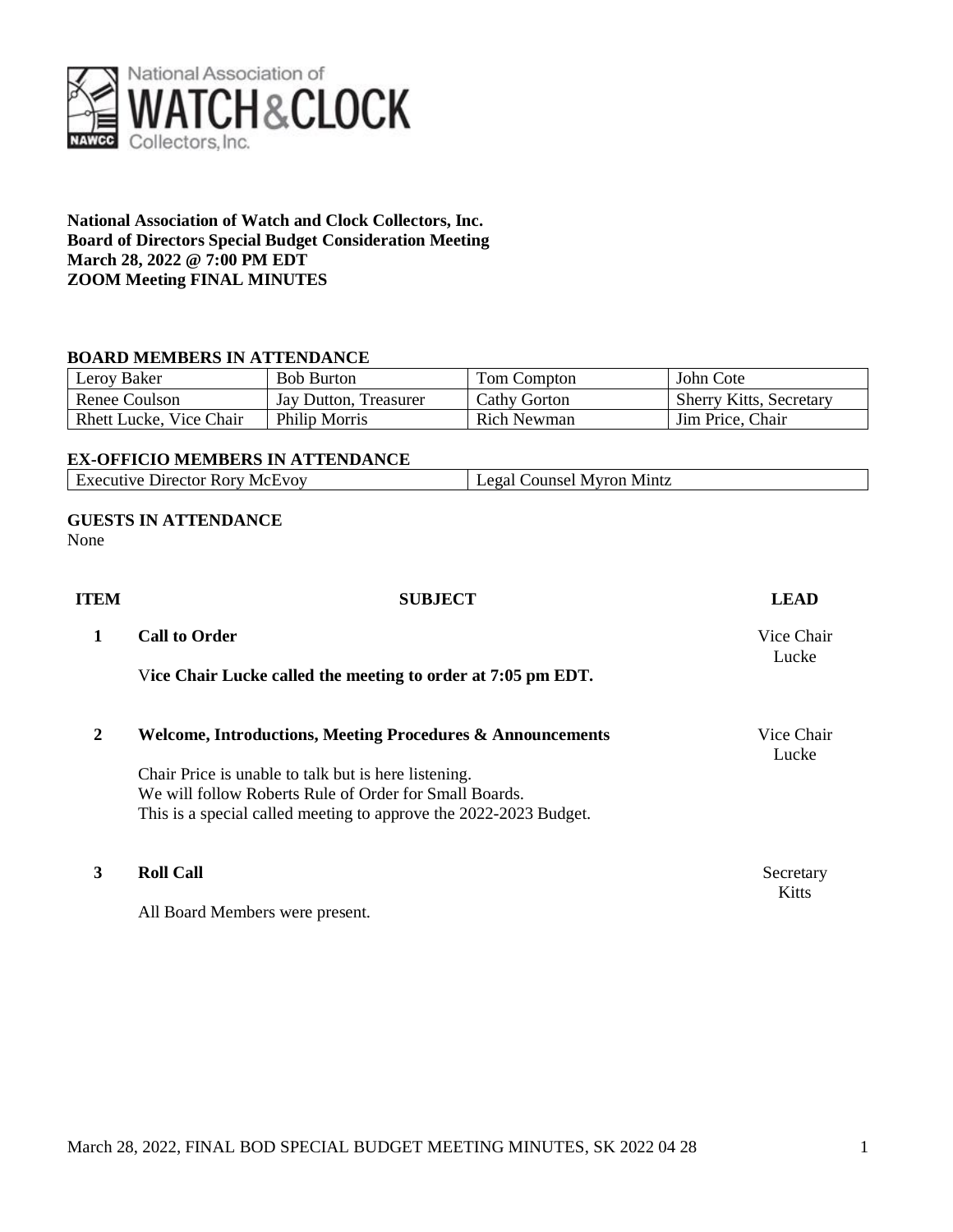**National Association of Watch and Clock Collectors, Inc.**
**Board of Directors Special Budget Consideration Meeting**
**March 28, 2022 @ 7:00 PM EDT**
**ZOOM Meeting FINAL MINUTES**

## BOARD MEMBERS IN ATTENDANCE

| | | | |
|---|---|---|---|
| Leroy Baker | Bob Burton | Tom Compton | John Cote |
| Renee Coulson | Jay Dutton, Treasurer | Cathy Gorton | Sherry Kitts, Secretary |
| Rhett Lucke, Vice Chair | Philip Morris | Rich Newman | Jim Price, Chair |

## EX-OFFICIO MEMBERS IN ATTENDANCE

| | |
|---|---|
| Executive Director Rory McEvoy | Legal Counsel Myron Mintz |

## GUESTS IN ATTENDANCE

None

| ITEM | SUBJECT | LEAD |
|---|---|---|
| 1 | **Call to Order** | Vice Chair Lucke |
| | **Vice Chair Lucke called the meeting to order at 7:05 pm EDT.** | |
| 2 | **Welcome, Introductions, Meeting Procedures & Announcements** | Vice Chair Lucke |
| | Chair Price is unable to talk but is here listening.<br>We will follow Roberts Rule of Order for Small Boards.<br>This is a special called meeting to approve the 2022-2023 Budget. | |
| 3 | **Roll Call** | Secretary Kitts |
| | All Board Members were present. | |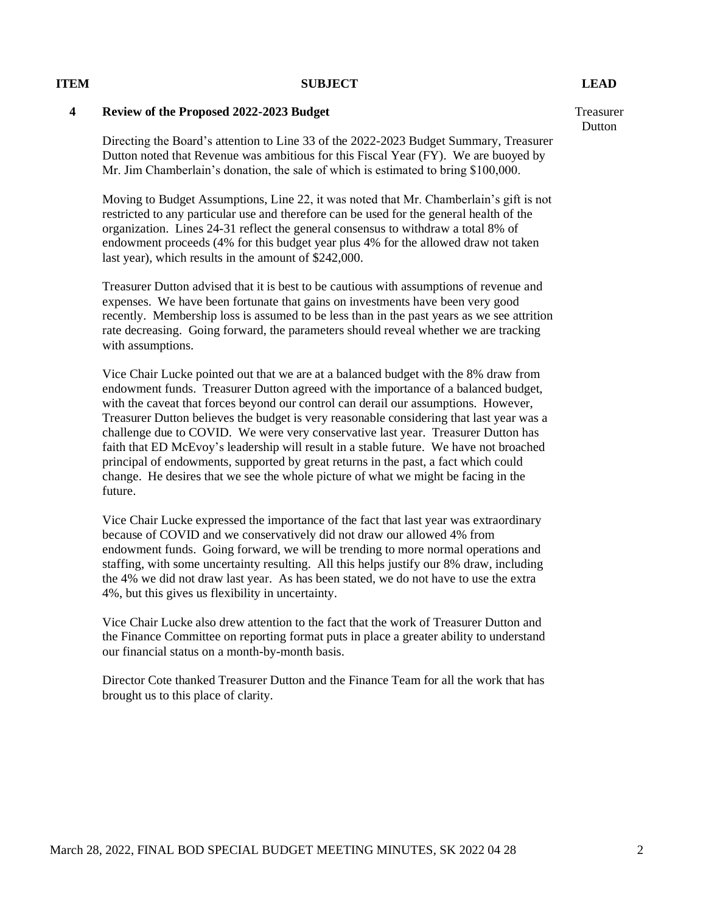| ITEM | SUBJECT | LEAD |
|---|---|---|
| 4 | **Review of the Proposed 2022-2023 Budget** | Treasurer Dutton |

Directing the Board's attention to Line 33 of the 2022-2023 Budget Summary, Treasurer Dutton noted that Revenue was ambitious for this Fiscal Year (FY). We are buoyed by Mr. Jim Chamberlain's donation, the sale of which is estimated to bring $100,000.

Moving to Budget Assumptions, Line 22, it was noted that Mr. Chamberlain's gift is not restricted to any particular use and therefore can be used for the general health of the organization. Lines 24-31 reflect the general consensus to withdraw a total 8% of endowment proceeds (4% for this budget year plus 4% for the allowed draw not taken last year), which results in the amount of $242,000.

Treasurer Dutton advised that it is best to be cautious with assumptions of revenue and expenses. We have been fortunate that gains on investments have been very good recently. Membership loss is assumed to be less than in the past years as we see attrition rate decreasing. Going forward, the parameters should reveal whether we are tracking with assumptions.

Vice Chair Lucke pointed out that we are at a balanced budget with the 8% draw from endowment funds. Treasurer Dutton agreed with the importance of a balanced budget, with the caveat that forces beyond our control can derail our assumptions. However, Treasurer Dutton believes the budget is very reasonable considering that last year was a challenge due to COVID. We were very conservative last year. Treasurer Dutton has faith that ED McEvoy's leadership will result in a stable future. We have not broached principal of endowments, supported by great returns in the past, a fact which could change. He desires that we see the whole picture of what we might be facing in the future.

Vice Chair Lucke expressed the importance of the fact that last year was extraordinary because of COVID and we conservatively did not draw our allowed 4% from endowment funds. Going forward, we will be trending to more normal operations and staffing, with some uncertainty resulting. All this helps justify our 8% draw, including the 4% we did not draw last year. As has been stated, we do not have to use the extra 4%, but this gives us flexibility in uncertainty.

Vice Chair Lucke also drew attention to the fact that the work of Treasurer Dutton and the Finance Committee on reporting format puts in place a greater ability to understand our financial status on a month-by-month basis.

Director Cote thanked Treasurer Dutton and the Finance Team for all the work that has brought us to this place of clarity.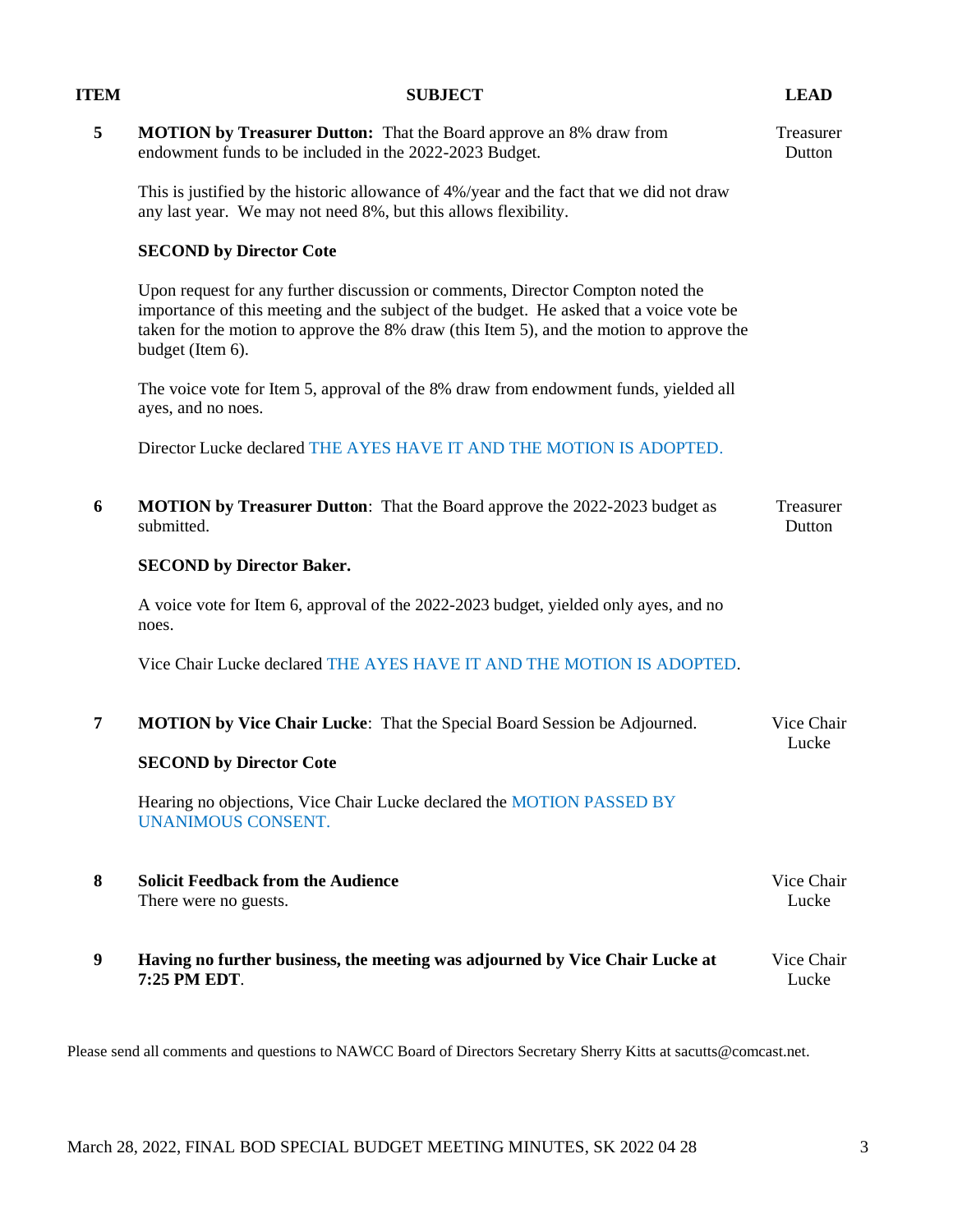| ITEM | SUBJECT | LEAD |
|---|---|---|
| 5 | **MOTION by Treasurer Dutton:** That the Board approve an 8% draw from endowment funds to be included in the 2022-2023 Budget.<br><br>This is justified by the historic allowance of 4%/year and the fact that we did not draw any last year. We may not need 8%, but this allows flexibility.<br><br>**SECOND by Director Cote**<br><br>Upon request for any further discussion or comments, Director Compton noted the importance of this meeting and the subject of the budget. He asked that a voice vote be taken for the motion to approve the 8% draw (this Item 5), and the motion to approve the budget (Item 6).<br><br>The voice vote for Item 5, approval of the 8% draw from endowment funds, yielded all ayes, and no noes.<br><br>Director Lucke declared THE AYES HAVE IT AND THE MOTION IS ADOPTED. | Treasurer Dutton |
| 6 | **MOTION by Treasurer Dutton**: That the Board approve the 2022-2023 budget as submitted.<br><br>**SECOND by Director Baker.**<br><br>A voice vote for Item 6, approval of the 2022-2023 budget, yielded only ayes, and no noes.<br><br>Vice Chair Lucke declared THE AYES HAVE IT AND THE MOTION IS ADOPTED. | Treasurer Dutton |
| 7 | **MOTION by Vice Chair Lucke**: That the Special Board Session be Adjourned.<br><br>**SECOND by Director Cote**<br><br>Hearing no objections, Vice Chair Lucke declared the MOTION PASSED BY UNANIMOUS CONSENT. | Vice Chair Lucke |
| 8 | **Solicit Feedback from the Audience**<br>There were no guests. | Vice Chair Lucke |
| 9 | **Having no further business, the meeting was adjourned by Vice Chair Lucke at 7:25 PM EDT**. | Vice Chair Lucke |

Please send all comments and questions to NAWCC Board of Directors Secretary Sherry Kitts at sacutts@comcast.net.